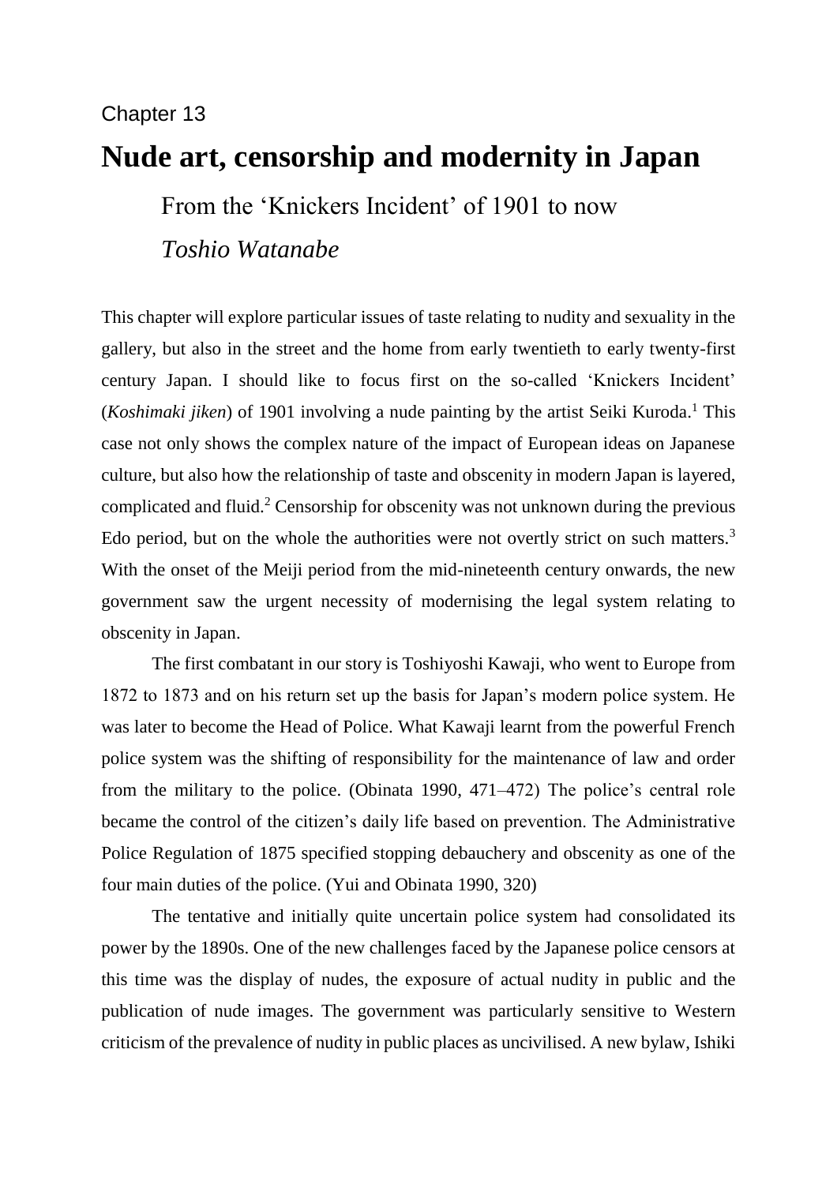Chapter 13

# Nude art, censorship and modernity in Japan

## From the 'Knickers Incident' of 1901 to now

*Toshio Watanabe*

This chapter will explore particular issues of taste relating to nudity and sexuality in the gallery, but also in the street and the home from early twentieth to early twenty-first century Japan. I should like to focus first on the so-called 'Knickers Incident' (*Koshimaki jiken*) of 1901 involving a nude painting by the artist Seiki Kuroda.[1] This case not only shows the complex nature of the impact of European ideas on Japanese culture, but also how the relationship of taste and obscenity in modern Japan is layered, complicated and fluid.[2] Censorship for obscenity was not unknown during the previous Edo period, but on the whole the authorities were not overtly strict on such matters.[3] With the onset of the Meiji period from the mid-nineteenth century onwards, the new government saw the urgent necessity of modernising the legal system relating to obscenity in Japan.

The first combatant in our story is Toshiyoshi Kawaji, who went to Europe from 1872 to 1873 and on his return set up the basis for Japan's modern police system. He was later to become the Head of Police. What Kawaji learnt from the powerful French police system was the shifting of responsibility for the maintenance of law and order from the military to the police. (Obinata 1990, 471–472) The police's central role became the control of the citizen's daily life based on prevention. The Administrative Police Regulation of 1875 specified stopping debauchery and obscenity as one of the four main duties of the police. (Yui and Obinata 1990, 320)

The tentative and initially quite uncertain police system had consolidated its power by the 1890s. One of the new challenges faced by the Japanese police censors at this time was the display of nudes, the exposure of actual nudity in public and the publication of nude images. The government was particularly sensitive to Western criticism of the prevalence of nudity in public places as uncivilised. A new bylaw, Ishiki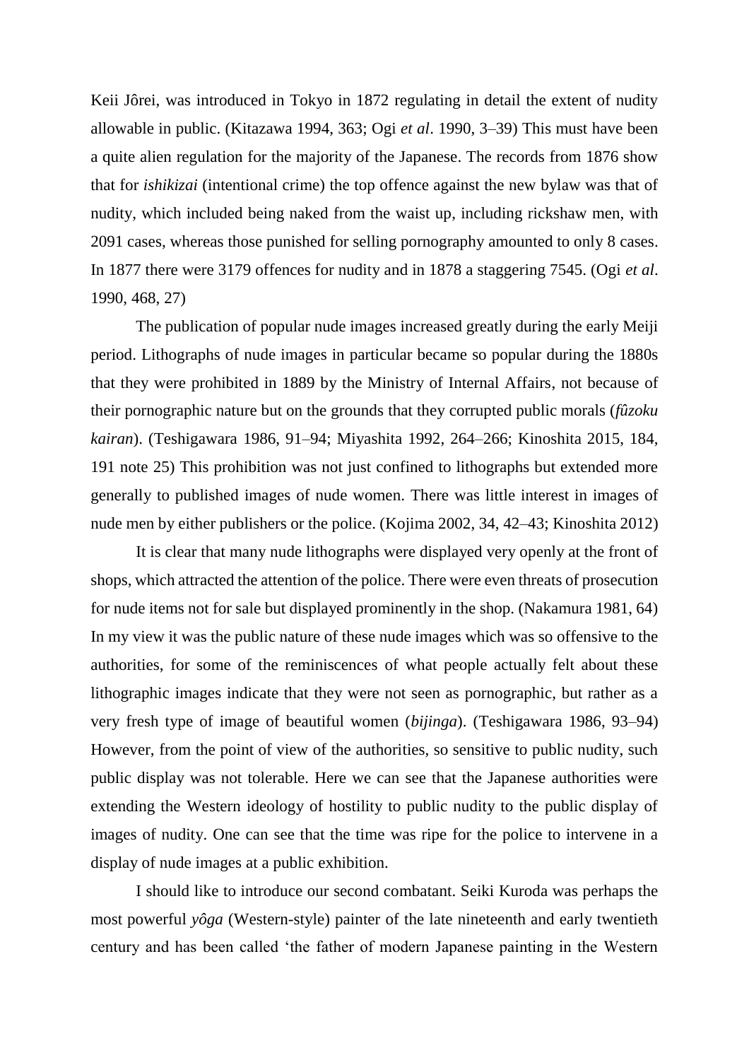Keii Jôrei, was introduced in Tokyo in 1872 regulating in detail the extent of nudity allowable in public. (Kitazawa 1994, 363; Ogi *et al*. 1990, 3–39) This must have been a quite alien regulation for the majority of the Japanese. The records from 1876 show that for *ishikizai* (intentional crime) the top offence against the new bylaw was that of nudity, which included being naked from the waist up, including rickshaw men, with 2091 cases, whereas those punished for selling pornography amounted to only 8 cases. In 1877 there were 3179 offences for nudity and in 1878 a staggering 7545. (Ogi *et al*. 1990, 468, 27)

The publication of popular nude images increased greatly during the early Meiji period. Lithographs of nude images in particular became so popular during the 1880s that they were prohibited in 1889 by the Ministry of Internal Affairs, not because of their pornographic nature but on the grounds that they corrupted public morals (*fûzoku kairan*). (Teshigawara 1986, 91–94; Miyashita 1992, 264–266; Kinoshita 2015, 184, 191 note 25) This prohibition was not just confined to lithographs but extended more generally to published images of nude women. There was little interest in images of nude men by either publishers or the police. (Kojima 2002, 34, 42–43; Kinoshita 2012)

It is clear that many nude lithographs were displayed very openly at the front of shops, which attracted the attention of the police. There were even threats of prosecution for nude items not for sale but displayed prominently in the shop. (Nakamura 1981, 64) In my view it was the public nature of these nude images which was so offensive to the authorities, for some of the reminiscences of what people actually felt about these lithographic images indicate that they were not seen as pornographic, but rather as a very fresh type of image of beautiful women (*bijinga*). (Teshigawara 1986, 93–94) However, from the point of view of the authorities, so sensitive to public nudity, such public display was not tolerable. Here we can see that the Japanese authorities were extending the Western ideology of hostility to public nudity to the public display of images of nudity. One can see that the time was ripe for the police to intervene in a display of nude images at a public exhibition.

I should like to introduce our second combatant. Seiki Kuroda was perhaps the most powerful *yôga* (Western-style) painter of the late nineteenth and early twentieth century and has been called 'the father of modern Japanese painting in the Western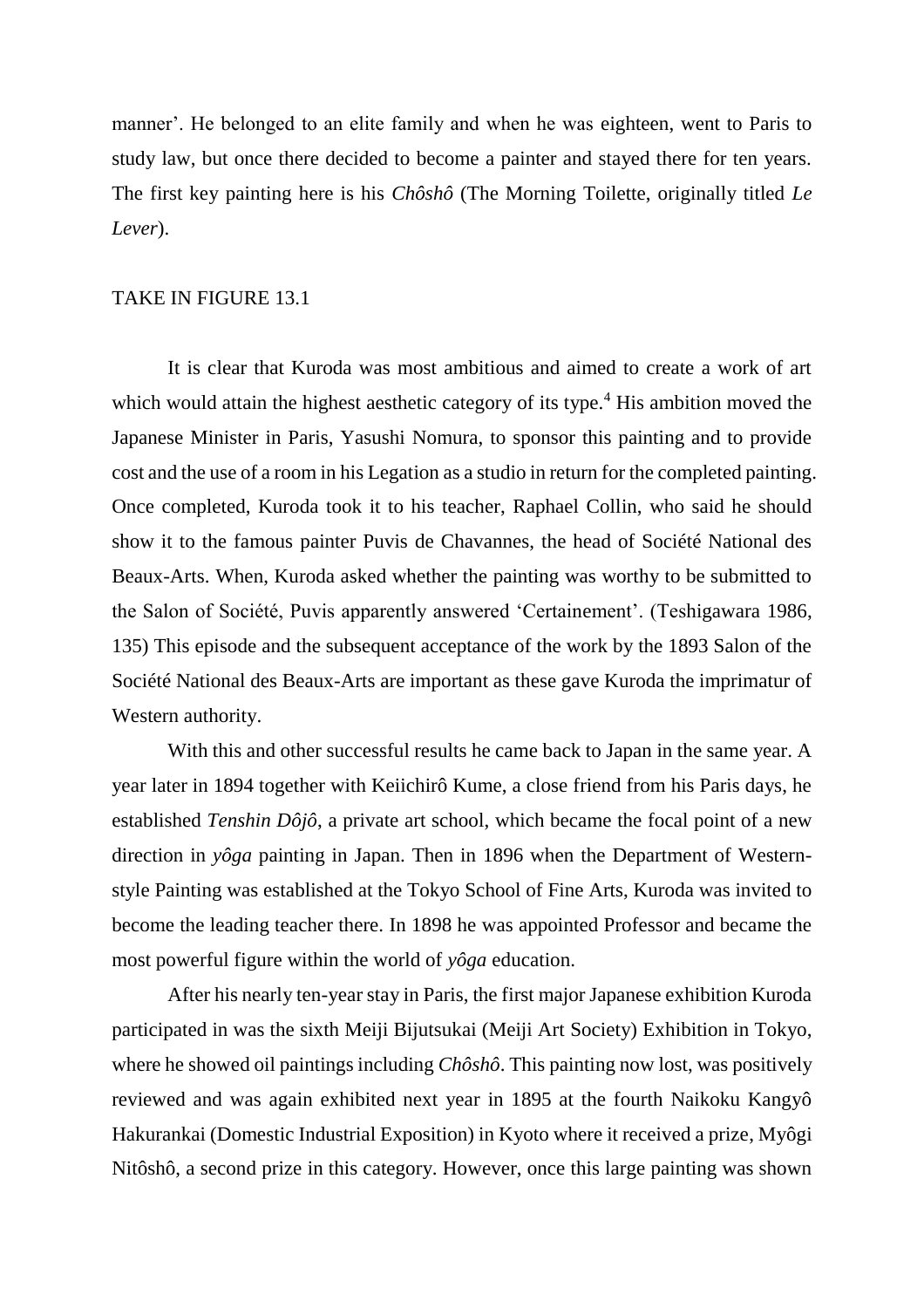manner'. He belonged to an elite family and when he was eighteen, went to Paris to study law, but once there decided to become a painter and stayed there for ten years. The first key painting here is his *Chôshô* (The Morning Toilette, originally titled *Le Lever*).

TAKE IN FIGURE 13.1

It is clear that Kuroda was most ambitious and aimed to create a work of art which would attain the highest aesthetic category of its type.[4] His ambition moved the Japanese Minister in Paris, Yasushi Nomura, to sponsor this painting and to provide cost and the use of a room in his Legation as a studio in return for the completed painting. Once completed, Kuroda took it to his teacher, Raphael Collin, who said he should show it to the famous painter Puvis de Chavannes, the head of Société National des Beaux-Arts. When, Kuroda asked whether the painting was worthy to be submitted to the Salon of Société, Puvis apparently answered 'Certainement'. (Teshigawara 1986, 135) This episode and the subsequent acceptance of the work by the 1893 Salon of the Société National des Beaux-Arts are important as these gave Kuroda the imprimatur of Western authority.

With this and other successful results he came back to Japan in the same year. A year later in 1894 together with Keiichirô Kume, a close friend from his Paris days, he established *Tenshin Dôjô*, a private art school, which became the focal point of a new direction in *yôga* painting in Japan. Then in 1896 when the Department of Western-style Painting was established at the Tokyo School of Fine Arts, Kuroda was invited to become the leading teacher there. In 1898 he was appointed Professor and became the most powerful figure within the world of *yôga* education.

After his nearly ten-year stay in Paris, the first major Japanese exhibition Kuroda participated in was the sixth Meiji Bijutsukai (Meiji Art Society) Exhibition in Tokyo, where he showed oil paintings including *Chôshô*. This painting now lost, was positively reviewed and was again exhibited next year in 1895 at the fourth Naikoku Kangyô Hakurankai (Domestic Industrial Exposition) in Kyoto where it received a prize, Myôgi Nitôshô, a second prize in this category. However, once this large painting was shown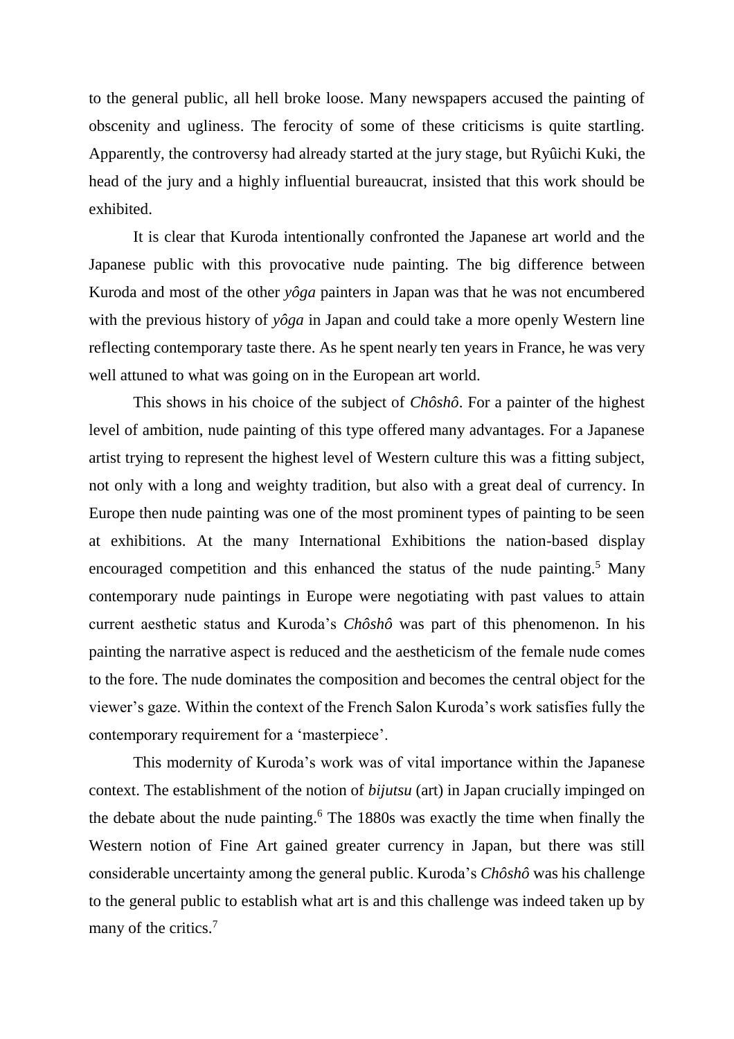to the general public, all hell broke loose. Many newspapers accused the painting of obscenity and ugliness. The ferocity of some of these criticisms is quite startling. Apparently, the controversy had already started at the jury stage, but Ryûichi Kuki, the head of the jury and a highly influential bureaucrat, insisted that this work should be exhibited.

It is clear that Kuroda intentionally confronted the Japanese art world and the Japanese public with this provocative nude painting. The big difference between Kuroda and most of the other *yôga* painters in Japan was that he was not encumbered with the previous history of *yôga* in Japan and could take a more openly Western line reflecting contemporary taste there. As he spent nearly ten years in France, he was very well attuned to what was going on in the European art world.

This shows in his choice of the subject of *Chôshô*. For a painter of the highest level of ambition, nude painting of this type offered many advantages. For a Japanese artist trying to represent the highest level of Western culture this was a fitting subject, not only with a long and weighty tradition, but also with a great deal of currency. In Europe then nude painting was one of the most prominent types of painting to be seen at exhibitions. At the many International Exhibitions the nation-based display encouraged competition and this enhanced the status of the nude painting.[5] Many contemporary nude paintings in Europe were negotiating with past values to attain current aesthetic status and Kuroda's *Chôshô* was part of this phenomenon. In his painting the narrative aspect is reduced and the aestheticism of the female nude comes to the fore. The nude dominates the composition and becomes the central object for the viewer's gaze. Within the context of the French Salon Kuroda's work satisfies fully the contemporary requirement for a 'masterpiece'.

This modernity of Kuroda's work was of vital importance within the Japanese context. The establishment of the notion of *bijutsu* (art) in Japan crucially impinged on the debate about the nude painting.[6] The 1880s was exactly the time when finally the Western notion of Fine Art gained greater currency in Japan, but there was still considerable uncertainty among the general public. Kuroda's *Chôshô* was his challenge to the general public to establish what art is and this challenge was indeed taken up by many of the critics.[7]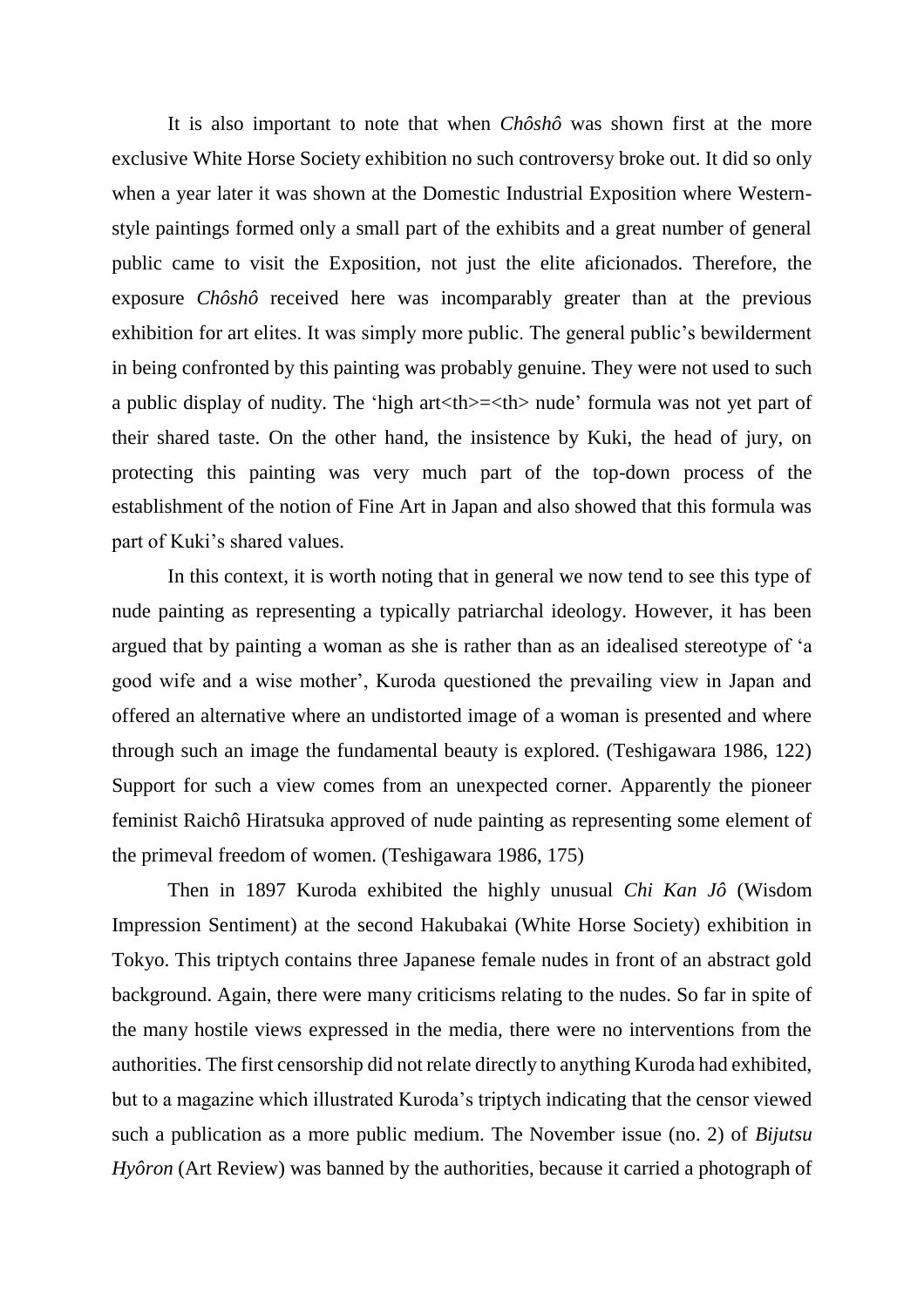It is also important to note that when *Chôshô* was shown first at the more exclusive White Horse Society exhibition no such controversy broke out. It did so only when a year later it was shown at the Domestic Industrial Exposition where Western-style paintings formed only a small part of the exhibits and a great number of general public came to visit the Exposition, not just the elite aficionados. Therefore, the exposure *Chôshô* received here was incomparably greater than at the previous exhibition for art elites. It was simply more public. The general public's bewilderment in being confronted by this painting was probably genuine. They were not used to such a public display of nudity. The 'high art<th>=<th> nude' formula was not yet part of their shared taste. On the other hand, the insistence by Kuki, the head of jury, on protecting this painting was very much part of the top-down process of the establishment of the notion of Fine Art in Japan and also showed that this formula was part of Kuki's shared values.

In this context, it is worth noting that in general we now tend to see this type of nude painting as representing a typically patriarchal ideology. However, it has been argued that by painting a woman as she is rather than as an idealised stereotype of 'a good wife and a wise mother', Kuroda questioned the prevailing view in Japan and offered an alternative where an undistorted image of a woman is presented and where through such an image the fundamental beauty is explored. (Teshigawara 1986, 122) Support for such a view comes from an unexpected corner. Apparently the pioneer feminist Raichô Hiratsuka approved of nude painting as representing some element of the primeval freedom of women. (Teshigawara 1986, 175)

Then in 1897 Kuroda exhibited the highly unusual *Chi Kan Jô* (Wisdom Impression Sentiment) at the second Hakubakai (White Horse Society) exhibition in Tokyo. This triptych contains three Japanese female nudes in front of an abstract gold background. Again, there were many criticisms relating to the nudes. So far in spite of the many hostile views expressed in the media, there were no interventions from the authorities. The first censorship did not relate directly to anything Kuroda had exhibited, but to a magazine which illustrated Kuroda's triptych indicating that the censor viewed such a publication as a more public medium. The November issue (no. 2) of *Bijutsu Hyôron* (Art Review) was banned by the authorities, because it carried a photograph of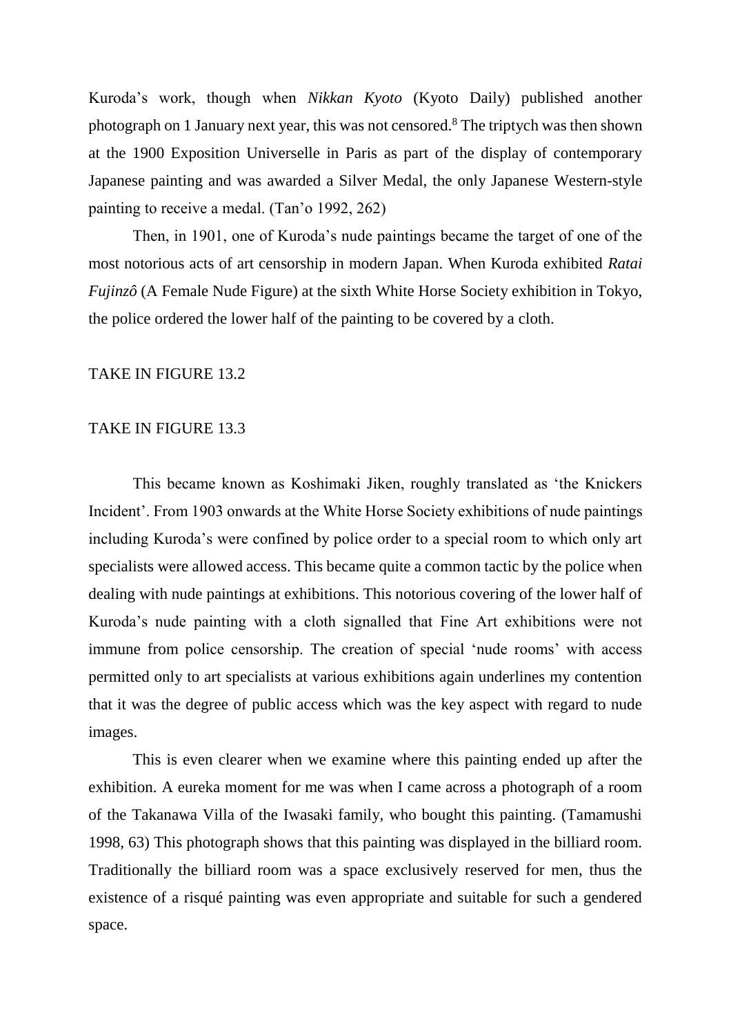Kuroda's work, though when *Nikkan Kyoto* (Kyoto Daily) published another photograph on 1 January next year, this was not censored.[8] The triptych was then shown at the 1900 Exposition Universelle in Paris as part of the display of contemporary Japanese painting and was awarded a Silver Medal, the only Japanese Western-style painting to receive a medal. (Tan'o 1992, 262)

Then, in 1901, one of Kuroda's nude paintings became the target of one of the most notorious acts of art censorship in modern Japan. When Kuroda exhibited *Ratai Fujinzô* (A Female Nude Figure) at the sixth White Horse Society exhibition in Tokyo, the police ordered the lower half of the painting to be covered by a cloth.

TAKE IN FIGURE 13.2

TAKE IN FIGURE 13.3

This became known as Koshimaki Jiken, roughly translated as 'the Knickers Incident'. From 1903 onwards at the White Horse Society exhibitions of nude paintings including Kuroda's were confined by police order to a special room to which only art specialists were allowed access. This became quite a common tactic by the police when dealing with nude paintings at exhibitions. This notorious covering of the lower half of Kuroda's nude painting with a cloth signalled that Fine Art exhibitions were not immune from police censorship. The creation of special 'nude rooms' with access permitted only to art specialists at various exhibitions again underlines my contention that it was the degree of public access which was the key aspect with regard to nude images.

This is even clearer when we examine where this painting ended up after the exhibition. A eureka moment for me was when I came across a photograph of a room of the Takanawa Villa of the Iwasaki family, who bought this painting. (Tamamushi 1998, 63) This photograph shows that this painting was displayed in the billiard room. Traditionally the billiard room was a space exclusively reserved for men, thus the existence of a risqué painting was even appropriate and suitable for such a gendered space.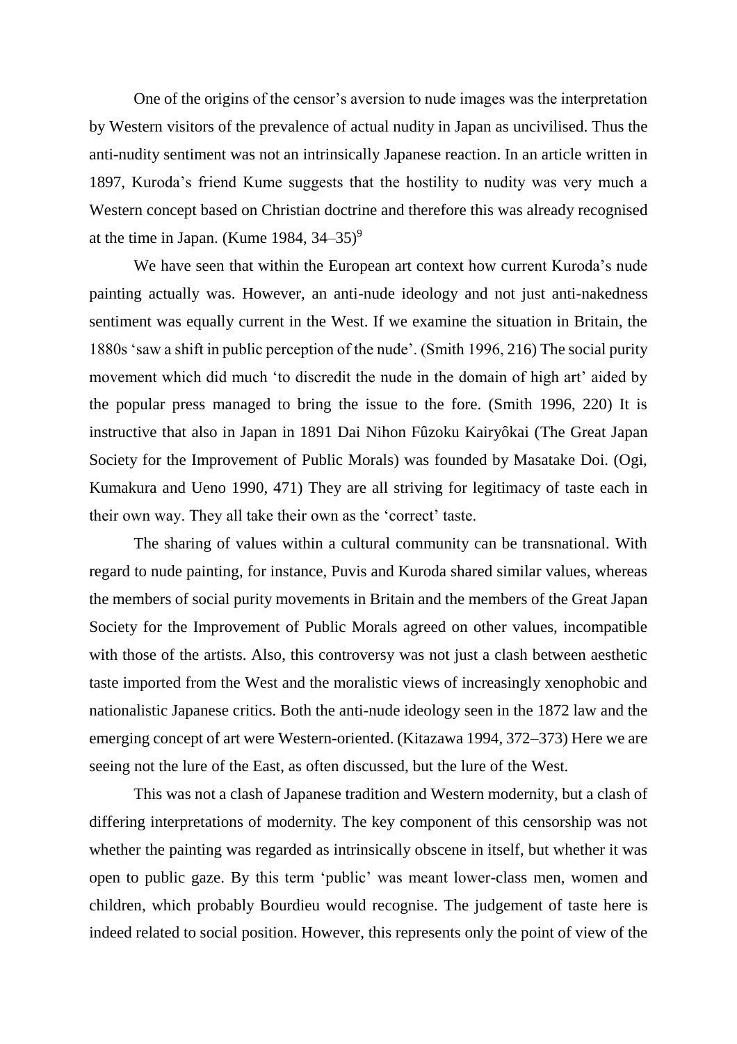One of the origins of the censor's aversion to nude images was the interpretation by Western visitors of the prevalence of actual nudity in Japan as uncivilised. Thus the anti-nudity sentiment was not an intrinsically Japanese reaction. In an article written in 1897, Kuroda's friend Kume suggests that the hostility to nudity was very much a Western concept based on Christian doctrine and therefore this was already recognised at the time in Japan. (Kume 1984, 34–35)[9]

We have seen that within the European art context how current Kuroda's nude painting actually was. However, an anti-nude ideology and not just anti-nakedness sentiment was equally current in the West. If we examine the situation in Britain, the 1880s 'saw a shift in public perception of the nude'. (Smith 1996, 216) The social purity movement which did much 'to discredit the nude in the domain of high art' aided by the popular press managed to bring the issue to the fore. (Smith 1996, 220) It is instructive that also in Japan in 1891 Dai Nihon Fûzoku Kairyôkai (The Great Japan Society for the Improvement of Public Morals) was founded by Masatake Doi. (Ogi, Kumakura and Ueno 1990, 471) They are all striving for legitimacy of taste each in their own way. They all take their own as the 'correct' taste.

The sharing of values within a cultural community can be transnational. With regard to nude painting, for instance, Puvis and Kuroda shared similar values, whereas the members of social purity movements in Britain and the members of the Great Japan Society for the Improvement of Public Morals agreed on other values, incompatible with those of the artists. Also, this controversy was not just a clash between aesthetic taste imported from the West and the moralistic views of increasingly xenophobic and nationalistic Japanese critics. Both the anti-nude ideology seen in the 1872 law and the emerging concept of art were Western-oriented. (Kitazawa 1994, 372–373) Here we are seeing not the lure of the East, as often discussed, but the lure of the West.

This was not a clash of Japanese tradition and Western modernity, but a clash of differing interpretations of modernity. The key component of this censorship was not whether the painting was regarded as intrinsically obscene in itself, but whether it was open to public gaze. By this term 'public' was meant lower-class men, women and children, which probably Bourdieu would recognise. The judgement of taste here is indeed related to social position. However, this represents only the point of view of the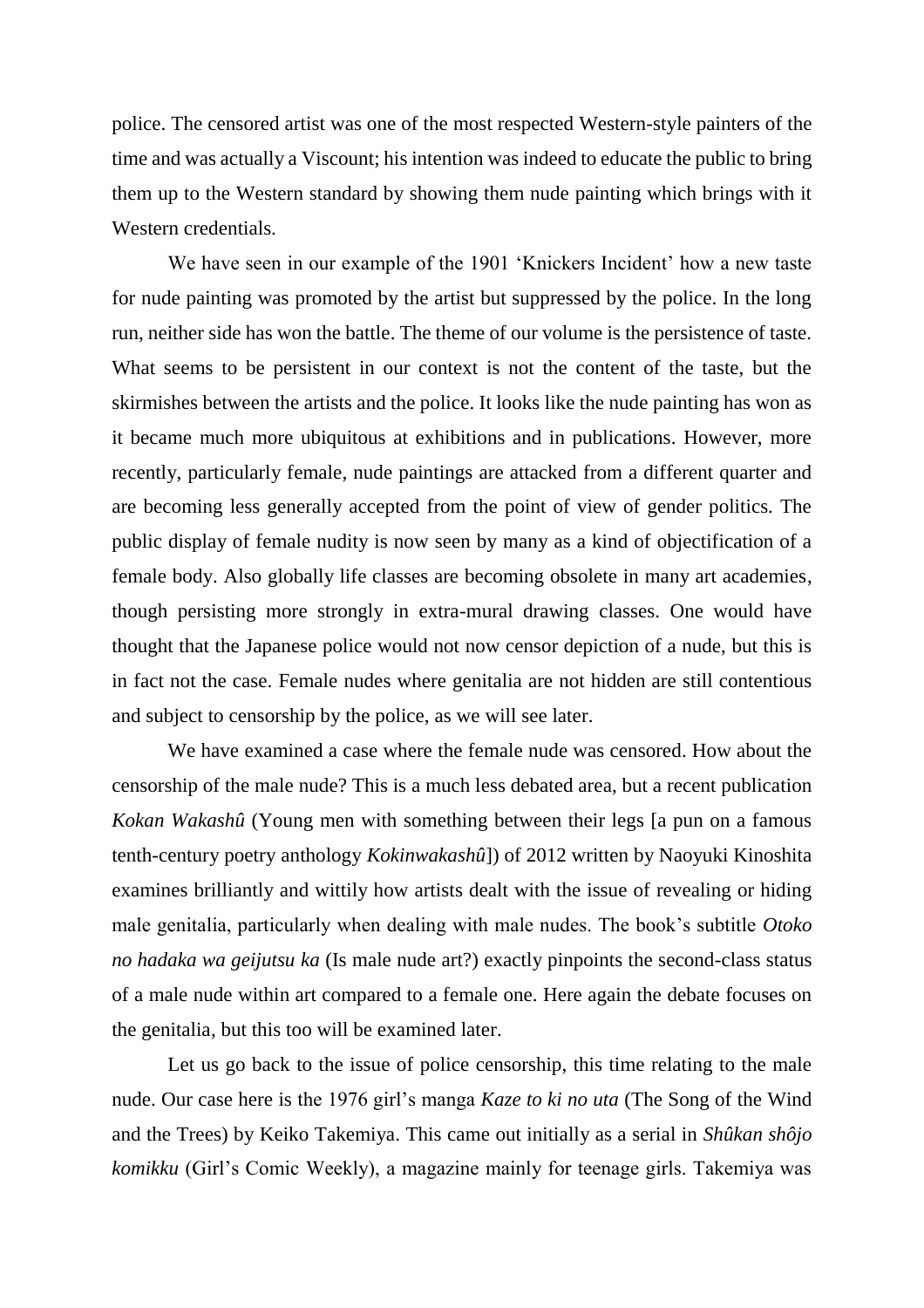police. The censored artist was one of the most respected Western-style painters of the time and was actually a Viscount; his intention was indeed to educate the public to bring them up to the Western standard by showing them nude painting which brings with it Western credentials.

We have seen in our example of the 1901 'Knickers Incident' how a new taste for nude painting was promoted by the artist but suppressed by the police. In the long run, neither side has won the battle. The theme of our volume is the persistence of taste. What seems to be persistent in our context is not the content of the taste, but the skirmishes between the artists and the police. It looks like the nude painting has won as it became much more ubiquitous at exhibitions and in publications. However, more recently, particularly female, nude paintings are attacked from a different quarter and are becoming less generally accepted from the point of view of gender politics. The public display of female nudity is now seen by many as a kind of objectification of a female body. Also globally life classes are becoming obsolete in many art academies, though persisting more strongly in extra-mural drawing classes. One would have thought that the Japanese police would not now censor depiction of a nude, but this is in fact not the case. Female nudes where genitalia are not hidden are still contentious and subject to censorship by the police, as we will see later.

We have examined a case where the female nude was censored. How about the censorship of the male nude? This is a much less debated area, but a recent publication *Kokan Wakashû* (Young men with something between their legs [a pun on a famous tenth-century poetry anthology *Kokinwakashû*]) of 2012 written by Naoyuki Kinoshita examines brilliantly and wittily how artists dealt with the issue of revealing or hiding male genitalia, particularly when dealing with male nudes. The book's subtitle *Otoko no hadaka wa geijutsu ka* (Is male nude art?) exactly pinpoints the second-class status of a male nude within art compared to a female one. Here again the debate focuses on the genitalia, but this too will be examined later.

Let us go back to the issue of police censorship, this time relating to the male nude. Our case here is the 1976 girl's manga *Kaze to ki no uta* (The Song of the Wind and the Trees) by Keiko Takemiya. This came out initially as a serial in *Shûkan shôjo komikku* (Girl's Comic Weekly), a magazine mainly for teenage girls. Takemiya was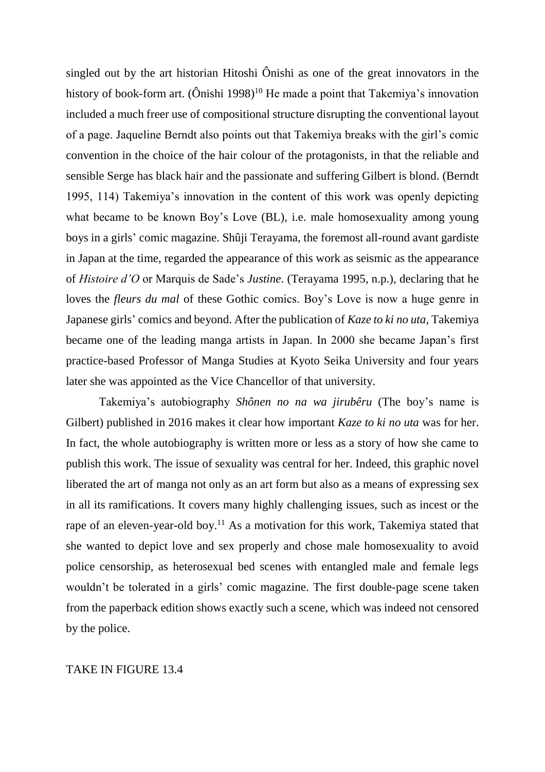singled out by the art historian Hitoshi Ônishi as one of the great innovators in the history of book-form art. (Ônishi 1998)[10] He made a point that Takemiya's innovation included a much freer use of compositional structure disrupting the conventional layout of a page. Jaqueline Berndt also points out that Takemiya breaks with the girl's comic convention in the choice of the hair colour of the protagonists, in that the reliable and sensible Serge has black hair and the passionate and suffering Gilbert is blond. (Berndt 1995, 114) Takemiya's innovation in the content of this work was openly depicting what became to be known Boy's Love (BL), i.e. male homosexuality among young boys in a girls' comic magazine. Shûji Terayama, the foremost all-round avant gardiste in Japan at the time, regarded the appearance of this work as seismic as the appearance of *Histoire d'O* or Marquis de Sade's *Justine*. (Terayama 1995, n.p.), declaring that he loves the *fleurs du mal* of these Gothic comics. Boy's Love is now a huge genre in Japanese girls' comics and beyond. After the publication of *Kaze to ki no uta*, Takemiya became one of the leading manga artists in Japan. In 2000 she became Japan's first practice-based Professor of Manga Studies at Kyoto Seika University and four years later she was appointed as the Vice Chancellor of that university.

Takemiya's autobiography *Shônen no na wa jirubêru* (The boy's name is Gilbert) published in 2016 makes it clear how important *Kaze to ki no uta* was for her. In fact, the whole autobiography is written more or less as a story of how she came to publish this work. The issue of sexuality was central for her. Indeed, this graphic novel liberated the art of manga not only as an art form but also as a means of expressing sex in all its ramifications. It covers many highly challenging issues, such as incest or the rape of an eleven-year-old boy.[11] As a motivation for this work, Takemiya stated that she wanted to depict love and sex properly and chose male homosexuality to avoid police censorship, as heterosexual bed scenes with entangled male and female legs wouldn't be tolerated in a girls' comic magazine. The first double-page scene taken from the paperback edition shows exactly such a scene, which was indeed not censored by the police.

TAKE IN FIGURE 13.4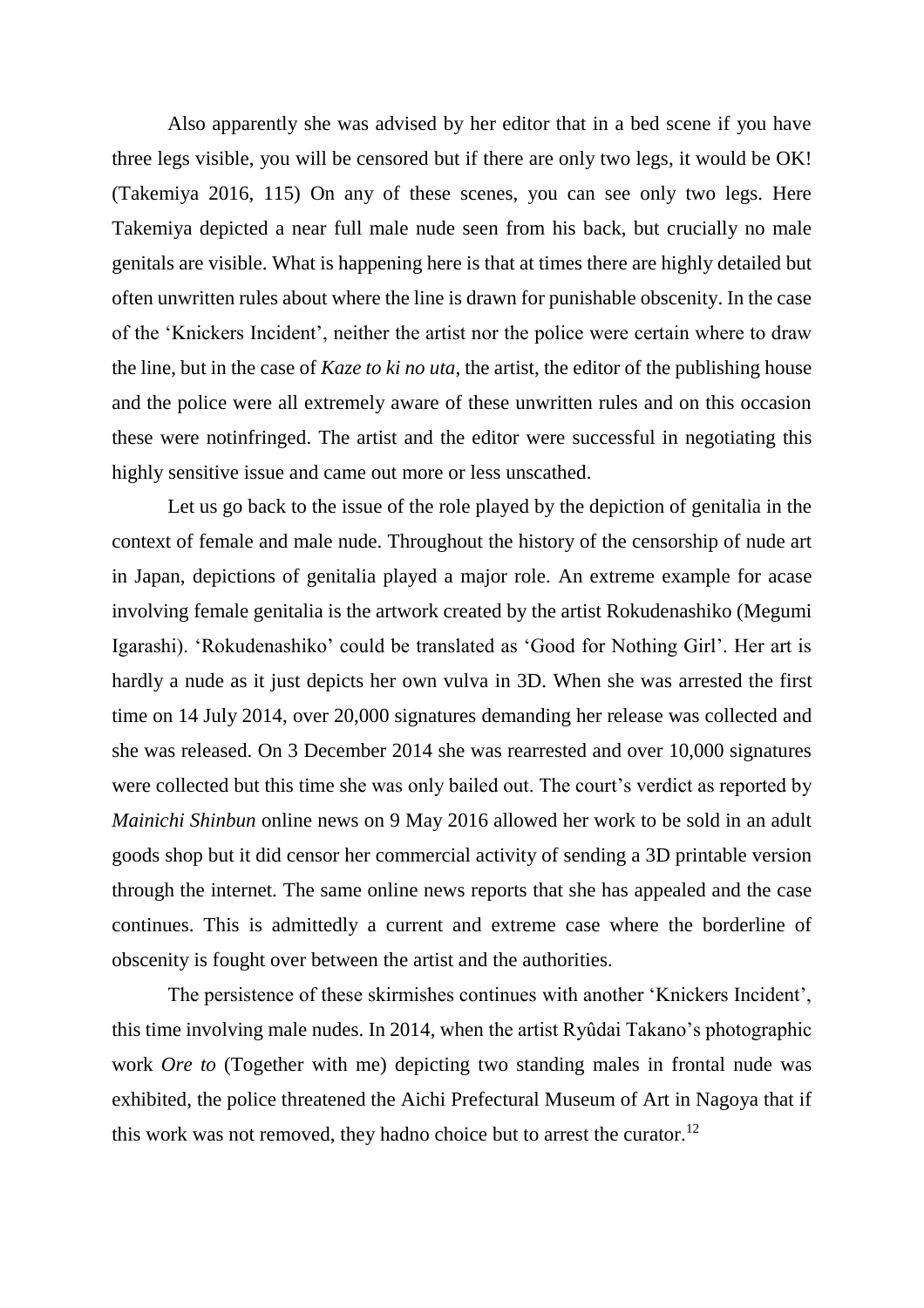Also apparently she was advised by her editor that in a bed scene if you have three legs visible, you will be censored but if there are only two legs, it would be OK! (Takemiya 2016, 115) On any of these scenes, you can see only two legs. Here Takemiya depicted a near full male nude seen from his back, but crucially no male genitals are visible. What is happening here is that at times there are highly detailed but often unwritten rules about where the line is drawn for punishable obscenity. In the case of the 'Knickers Incident', neither the artist nor the police were certain where to draw the line, but in the case of *Kaze to ki no uta*, the artist, the editor of the publishing house and the police were all extremely aware of these unwritten rules and on this occasion these were notinfringed. The artist and the editor were successful in negotiating this highly sensitive issue and came out more or less unscathed.

Let us go back to the issue of the role played by the depiction of genitalia in the context of female and male nude. Throughout the history of the censorship of nude art in Japan, depictions of genitalia played a major role. An extreme example for acase involving female genitalia is the artwork created by the artist Rokudenashiko (Megumi Igarashi). 'Rokudenashiko' could be translated as 'Good for Nothing Girl'. Her art is hardly a nude as it just depicts her own vulva in 3D. When she was arrested the first time on 14 July 2014, over 20,000 signatures demanding her release was collected and she was released. On 3 December 2014 she was rearrested and over 10,000 signatures were collected but this time she was only bailed out. The court's verdict as reported by *Mainichi Shinbun* online news on 9 May 2016 allowed her work to be sold in an adult goods shop but it did censor her commercial activity of sending a 3D printable version through the internet. The same online news reports that she has appealed and the case continues. This is admittedly a current and extreme case where the borderline of obscenity is fought over between the artist and the authorities.

The persistence of these skirmishes continues with another 'Knickers Incident', this time involving male nudes. In 2014, when the artist Ryûdai Takano's photographic work *Ore to* (Together with me) depicting two standing males in frontal nude was exhibited, the police threatened the Aichi Prefectural Museum of Art in Nagoya that if this work was not removed, they hadno choice but to arrest the curator.[12]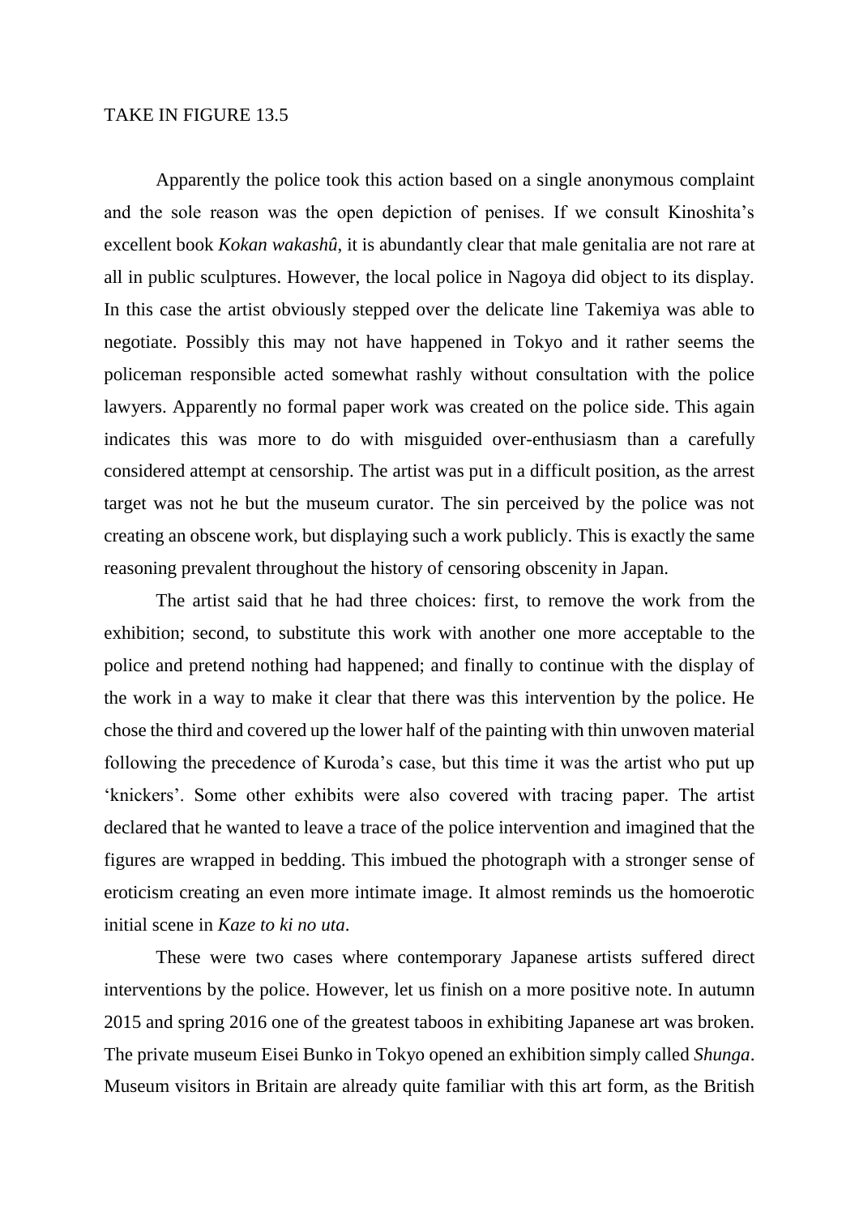TAKE IN FIGURE 13.5

Apparently the police took this action based on a single anonymous complaint and the sole reason was the open depiction of penises. If we consult Kinoshita's excellent book *Kokan wakashû*, it is abundantly clear that male genitalia are not rare at all in public sculptures. However, the local police in Nagoya did object to its display. In this case the artist obviously stepped over the delicate line Takemiya was able to negotiate. Possibly this may not have happened in Tokyo and it rather seems the policeman responsible acted somewhat rashly without consultation with the police lawyers. Apparently no formal paper work was created on the police side. This again indicates this was more to do with misguided over-enthusiasm than a carefully considered attempt at censorship. The artist was put in a difficult position, as the arrest target was not he but the museum curator. The sin perceived by the police was not creating an obscene work, but displaying such a work publicly. This is exactly the same reasoning prevalent throughout the history of censoring obscenity in Japan.

The artist said that he had three choices: first, to remove the work from the exhibition; second, to substitute this work with another one more acceptable to the police and pretend nothing had happened; and finally to continue with the display of the work in a way to make it clear that there was this intervention by the police. He chose the third and covered up the lower half of the painting with thin unwoven material following the precedence of Kuroda's case, but this time it was the artist who put up 'knickers'. Some other exhibits were also covered with tracing paper. The artist declared that he wanted to leave a trace of the police intervention and imagined that the figures are wrapped in bedding. This imbued the photograph with a stronger sense of eroticism creating an even more intimate image. It almost reminds us the homoerotic initial scene in *Kaze to ki no uta*.

These were two cases where contemporary Japanese artists suffered direct interventions by the police. However, let us finish on a more positive note. In autumn 2015 and spring 2016 one of the greatest taboos in exhibiting Japanese art was broken. The private museum Eisei Bunko in Tokyo opened an exhibition simply called *Shunga*. Museum visitors in Britain are already quite familiar with this art form, as the British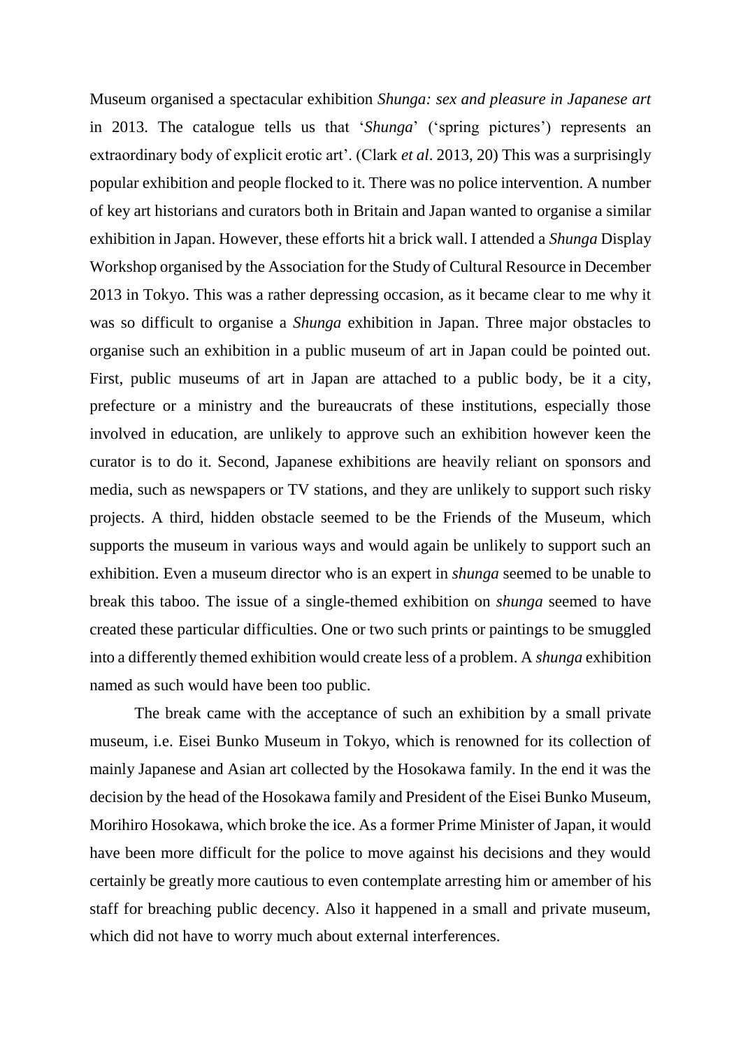Museum organised a spectacular exhibition *Shunga: sex and pleasure in Japanese art* in 2013. The catalogue tells us that '*Shunga*' ('spring pictures') represents an extraordinary body of explicit erotic art'. (Clark *et al*. 2013, 20) This was a surprisingly popular exhibition and people flocked to it. There was no police intervention. A number of key art historians and curators both in Britain and Japan wanted to organise a similar exhibition in Japan. However, these efforts hit a brick wall. I attended a *Shunga* Display Workshop organised by the Association for the Study of Cultural Resource in December 2013 in Tokyo. This was a rather depressing occasion, as it became clear to me why it was so difficult to organise a *Shunga* exhibition in Japan. Three major obstacles to organise such an exhibition in a public museum of art in Japan could be pointed out. First, public museums of art in Japan are attached to a public body, be it a city, prefecture or a ministry and the bureaucrats of these institutions, especially those involved in education, are unlikely to approve such an exhibition however keen the curator is to do it. Second, Japanese exhibitions are heavily reliant on sponsors and media, such as newspapers or TV stations, and they are unlikely to support such risky projects. A third, hidden obstacle seemed to be the Friends of the Museum, which supports the museum in various ways and would again be unlikely to support such an exhibition. Even a museum director who is an expert in *shunga* seemed to be unable to break this taboo. The issue of a single-themed exhibition on *shunga* seemed to have created these particular difficulties. One or two such prints or paintings to be smuggled into a differently themed exhibition would create less of a problem. A *shunga* exhibition named as such would have been too public.

The break came with the acceptance of such an exhibition by a small private museum, i.e. Eisei Bunko Museum in Tokyo, which is renowned for its collection of mainly Japanese and Asian art collected by the Hosokawa family. In the end it was the decision by the head of the Hosokawa family and President of the Eisei Bunko Museum, Morihiro Hosokawa, which broke the ice. As a former Prime Minister of Japan, it would have been more difficult for the police to move against his decisions and they would certainly be greatly more cautious to even contemplate arresting him or amember of his staff for breaching public decency. Also it happened in a small and private museum, which did not have to worry much about external interferences.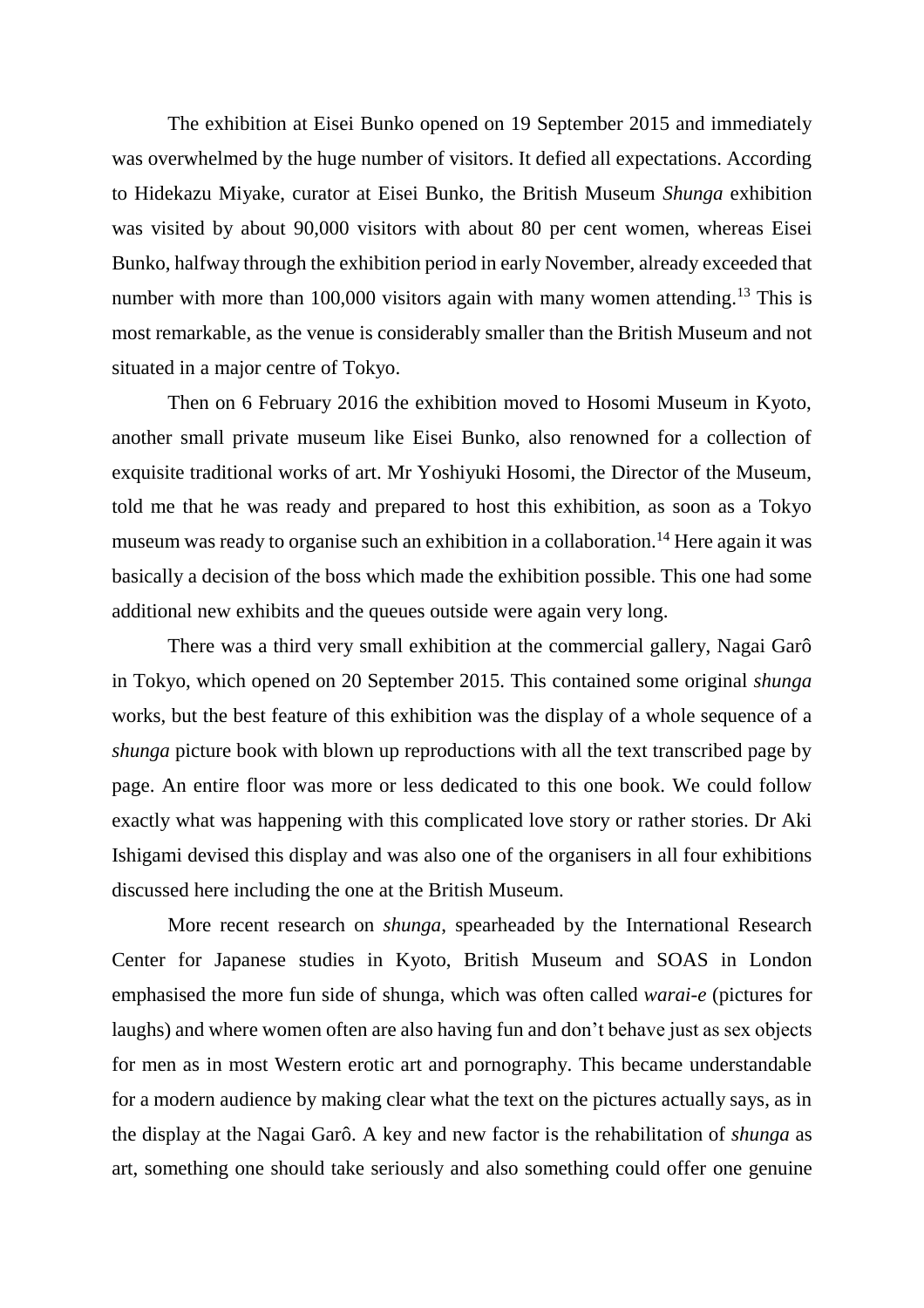The exhibition at Eisei Bunko opened on 19 September 2015 and immediately was overwhelmed by the huge number of visitors. It defied all expectations. According to Hidekazu Miyake, curator at Eisei Bunko, the British Museum *Shunga* exhibition was visited by about 90,000 visitors with about 80 per cent women, whereas Eisei Bunko, halfway through the exhibition period in early November, already exceeded that number with more than 100,000 visitors again with many women attending.[13] This is most remarkable, as the venue is considerably smaller than the British Museum and not situated in a major centre of Tokyo.

Then on 6 February 2016 the exhibition moved to Hosomi Museum in Kyoto, another small private museum like Eisei Bunko, also renowned for a collection of exquisite traditional works of art. Mr Yoshiyuki Hosomi, the Director of the Museum, told me that he was ready and prepared to host this exhibition, as soon as a Tokyo museum was ready to organise such an exhibition in a collaboration.[14] Here again it was basically a decision of the boss which made the exhibition possible. This one had some additional new exhibits and the queues outside were again very long.

There was a third very small exhibition at the commercial gallery, Nagai Garô in Tokyo, which opened on 20 September 2015. This contained some original *shunga* works, but the best feature of this exhibition was the display of a whole sequence of a *shunga* picture book with blown up reproductions with all the text transcribed page by page. An entire floor was more or less dedicated to this one book. We could follow exactly what was happening with this complicated love story or rather stories. Dr Aki Ishigami devised this display and was also one of the organisers in all four exhibitions discussed here including the one at the British Museum.

More recent research on *shunga*, spearheaded by the International Research Center for Japanese studies in Kyoto, British Museum and SOAS in London emphasised the more fun side of shunga, which was often called *warai-e* (pictures for laughs) and where women often are also having fun and don't behave just as sex objects for men as in most Western erotic art and pornography. This became understandable for a modern audience by making clear what the text on the pictures actually says, as in the display at the Nagai Garô. A key and new factor is the rehabilitation of *shunga* as art, something one should take seriously and also something could offer one genuine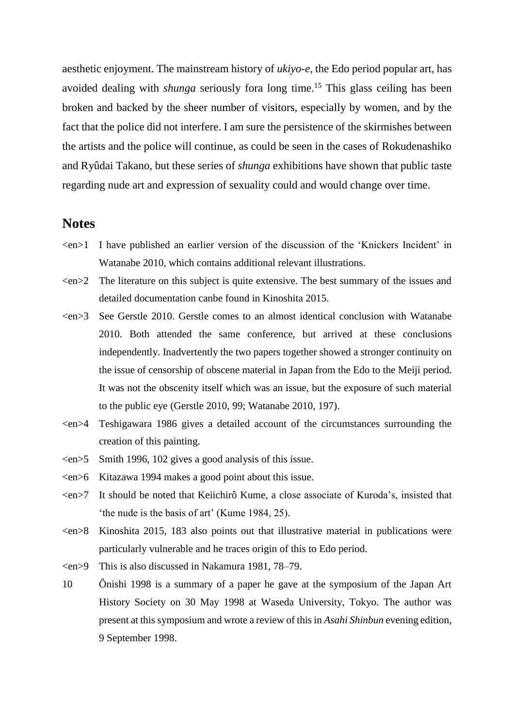aesthetic enjoyment. The mainstream history of *ukiyo-e*, the Edo period popular art, has avoided dealing with *shunga* seriously fora long time.[15] This glass ceiling has been broken and backed by the sheer number of visitors, especially by women, and by the fact that the police did not interfere. I am sure the persistence of the skirmishes between the artists and the police will continue, as could be seen in the cases of Rokudenashiko and Ryûdai Takano, but these series of *shunga* exhibitions have shown that public taste regarding nude art and expression of sexuality could and would change over time.

## Notes

<en>1 I have published an earlier version of the discussion of the 'Knickers Incident' in Watanabe 2010, which contains additional relevant illustrations.

<en>2 The literature on this subject is quite extensive. The best summary of the issues and detailed documentation canbe found in Kinoshita 2015.

<en>3 See Gerstle 2010. Gerstle comes to an almost identical conclusion with Watanabe 2010. Both attended the same conference, but arrived at these conclusions independently. Inadvertently the two papers together showed a stronger continuity on the issue of censorship of obscene material in Japan from the Edo to the Meiji period. It was not the obscenity itself which was an issue, but the exposure of such material to the public eye (Gerstle 2010, 99; Watanabe 2010, 197).

<en>4 Teshigawara 1986 gives a detailed account of the circumstances surrounding the creation of this painting.

<en>5 Smith 1996, 102 gives a good analysis of this issue.

<en>6 Kitazawa 1994 makes a good point about this issue.

<en>7 It should be noted that Keiichirô Kume, a close associate of Kuroda's, insisted that 'the nude is the basis of art' (Kume 1984, 25).

<en>8 Kinoshita 2015, 183 also points out that illustrative material in publications were particularly vulnerable and he traces origin of this to Edo period.

<en>9 This is also discussed in Nakamura 1981, 78–79.

10 Ônishi 1998 is a summary of a paper he gave at the symposium of the Japan Art History Society on 30 May 1998 at Waseda University, Tokyo. The author was present at this symposium and wrote a review of this in *Asahi Shinbun* evening edition, 9 September 1998.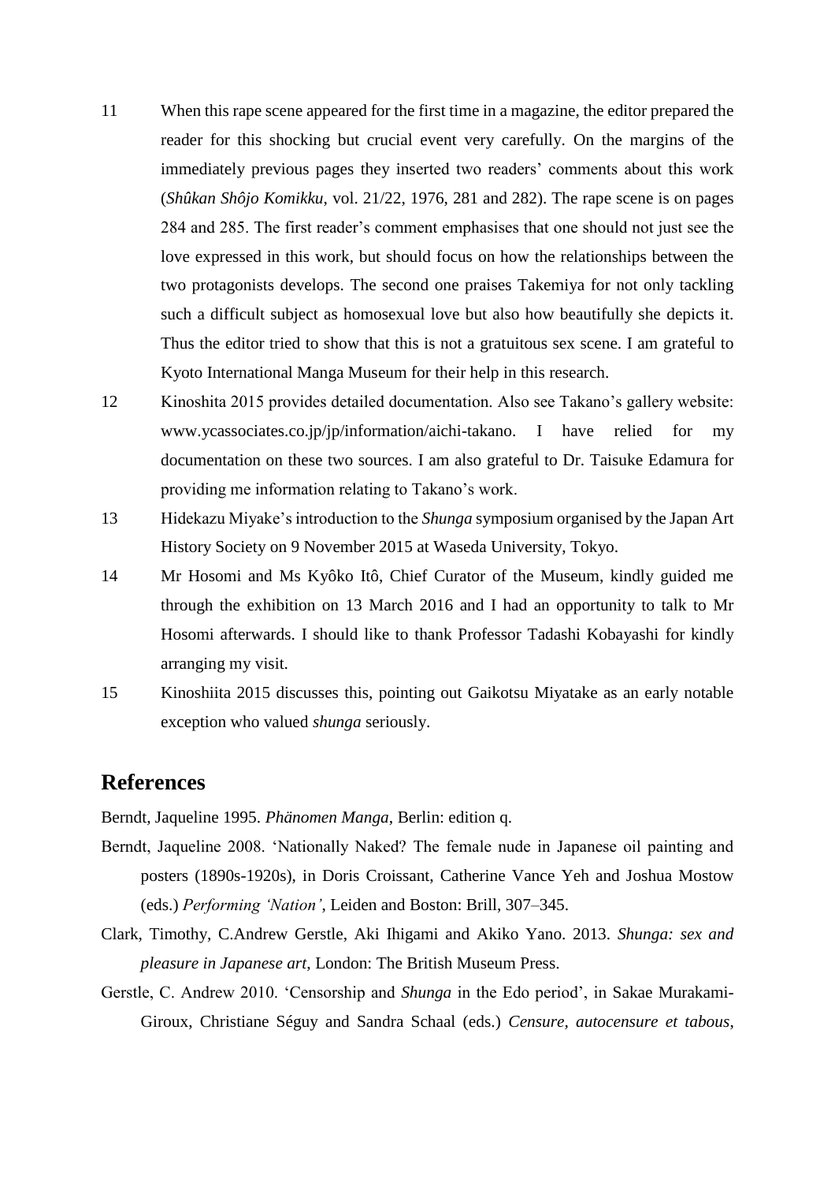11 When this rape scene appeared for the first time in a magazine, the editor prepared the reader for this shocking but crucial event very carefully. On the margins of the immediately previous pages they inserted two readers' comments about this work (*Shûkan Shôjo Komikku*, vol. 21/22, 1976, 281 and 282). The rape scene is on pages 284 and 285. The first reader's comment emphasises that one should not just see the love expressed in this work, but should focus on how the relationships between the two protagonists develops. The second one praises Takemiya for not only tackling such a difficult subject as homosexual love but also how beautifully she depicts it. Thus the editor tried to show that this is not a gratuitous sex scene. I am grateful to Kyoto International Manga Museum for their help in this research.

12 Kinoshita 2015 provides detailed documentation. Also see Takano's gallery website: www.ycassociates.co.jp/jp/information/aichi-takano. I have relied for my documentation on these two sources. I am also grateful to Dr. Taisuke Edamura for providing me information relating to Takano's work.

13 Hidekazu Miyake's introduction to the *Shunga* symposium organised by the Japan Art History Society on 9 November 2015 at Waseda University, Tokyo.

14 Mr Hosomi and Ms Kyôko Itô, Chief Curator of the Museum, kindly guided me through the exhibition on 13 March 2016 and I had an opportunity to talk to Mr Hosomi afterwards. I should like to thank Professor Tadashi Kobayashi for kindly arranging my visit.

15 Kinoshiita 2015 discusses this, pointing out Gaikotsu Miyatake as an early notable exception who valued *shunga* seriously.

## References

Berndt, Jaqueline 1995. *Phänomen Manga*, Berlin: edition q.

Berndt, Jaqueline 2008. 'Nationally Naked? The female nude in Japanese oil painting and posters (1890s-1920s), in Doris Croissant, Catherine Vance Yeh and Joshua Mostow (eds.) *Performing 'Nation'*, Leiden and Boston: Brill, 307–345.

Clark, Timothy, C.Andrew Gerstle, Aki Ihigami and Akiko Yano. 2013. *Shunga: sex and pleasure in Japanese art*, London: The British Museum Press.

Gerstle, C. Andrew 2010. 'Censorship and *Shunga* in the Edo period', in Sakae Murakami-Giroux, Christiane Séguy and Sandra Schaal (eds.) *Censure, autocensure et tabous*,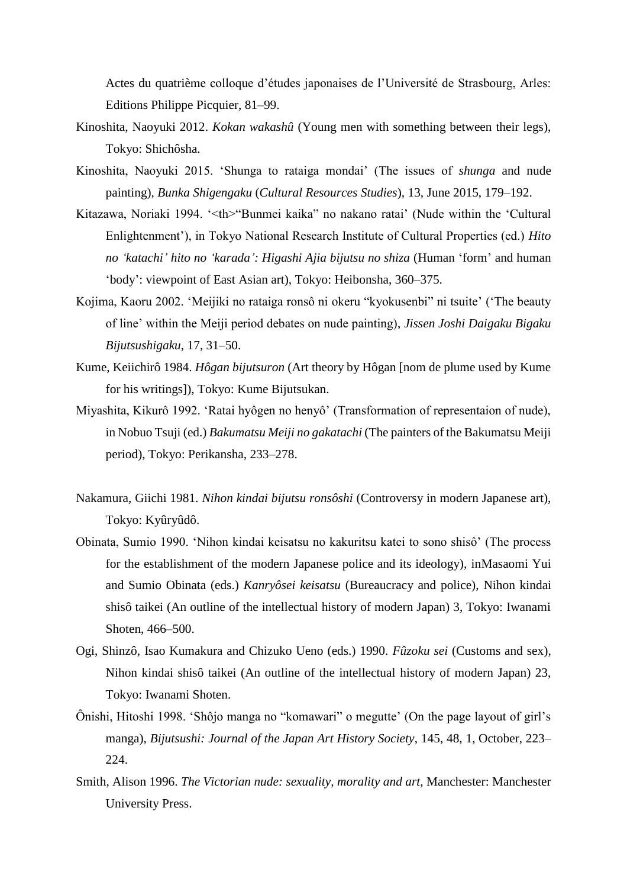Actes du quatrième colloque d'études japonaises de l'Université de Strasbourg, Arles: Editions Philippe Picquier, 81–99.

Kinoshita, Naoyuki 2012. *Kokan wakashû* (Young men with something between their legs), Tokyo: Shichôsha.

Kinoshita, Naoyuki 2015. 'Shunga to rataiga mondai' (The issues of *shunga* and nude painting), *Bunka Shigengaku* (*Cultural Resources Studies*), 13, June 2015, 179–192.

Kitazawa, Noriaki 1994. '<th>"Bunmei kaika" no nakano ratai' (Nude within the 'Cultural Enlightenment'), in Tokyo National Research Institute of Cultural Properties (ed.) *Hito no 'katachi' hito no 'karada': Higashi Ajia bijutsu no shiza* (Human 'form' and human 'body': viewpoint of East Asian art), Tokyo: Heibonsha, 360–375.

Kojima, Kaoru 2002. 'Meijiki no rataiga ronsô ni okeru "kyokusenbi" ni tsuite' ('The beauty of line' within the Meiji period debates on nude painting), *Jissen Joshi Daigaku Bigaku Bijutsushigaku*, 17, 31–50.

Kume, Keiichirô 1984. *Hôgan bijutsuron* (Art theory by Hôgan [nom de plume used by Kume for his writings]), Tokyo: Kume Bijutsukan.

Miyashita, Kikurô 1992. 'Ratai hyôgen no henyô' (Transformation of representaion of nude), in Nobuo Tsuji (ed.) *Bakumatsu Meiji no gakatachi* (The painters of the Bakumatsu Meiji period), Tokyo: Perikansha, 233–278.

Nakamura, Giichi 1981. *Nihon kindai bijutsu ronsôshi* (Controversy in modern Japanese art), Tokyo: Kyûryûdô.

Obinata, Sumio 1990. 'Nihon kindai keisatsu no kakuritsu katei to sono shisô' (The process for the establishment of the modern Japanese police and its ideology), inMasaomi Yui and Sumio Obinata (eds.) *Kanryôsei keisatsu* (Bureaucracy and police), Nihon kindai shisô taikei (An outline of the intellectual history of modern Japan) 3, Tokyo: Iwanami Shoten, 466–500.

Ogi, Shinzô, Isao Kumakura and Chizuko Ueno (eds.) 1990. *Fûzoku sei* (Customs and sex), Nihon kindai shisô taikei (An outline of the intellectual history of modern Japan) 23, Tokyo: Iwanami Shoten.

Ônishi, Hitoshi 1998. 'Shôjo manga no "komawari" o megutte' (On the page layout of girl's manga), *Bijutsushi: Journal of the Japan Art History Society*, 145, 48, 1, October, 223–224.

Smith, Alison 1996. *The Victorian nude: sexuality, morality and art*, Manchester: Manchester University Press.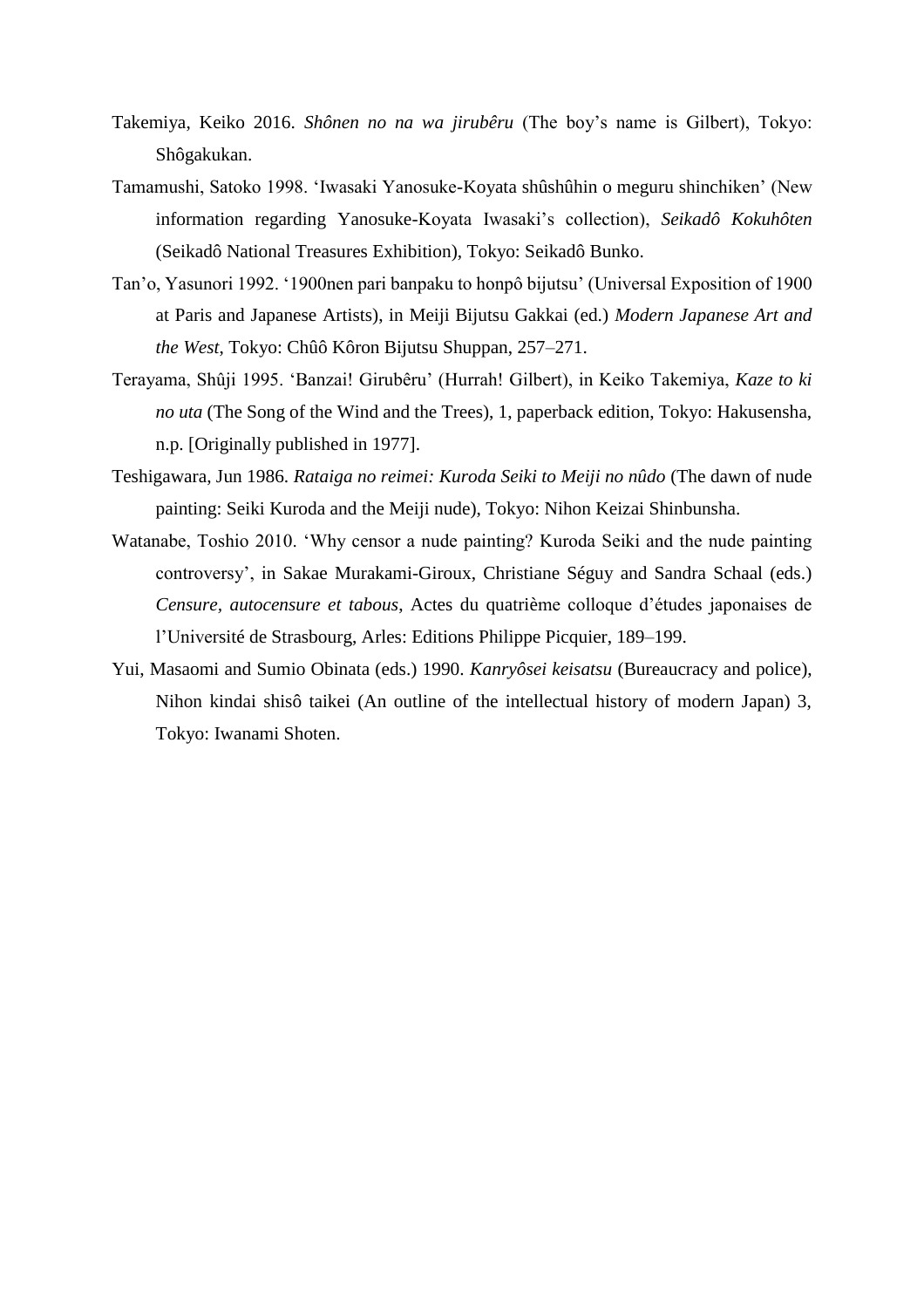Takemiya, Keiko 2016. *Shônen no na wa jirubêru* (The boy's name is Gilbert), Tokyo: Shôgakukan.

Tamamushi, Satoko 1998. 'Iwasaki Yanosuke-Koyata shûshûhin o meguru shinchiken' (New information regarding Yanosuke-Koyata Iwasaki's collection), *Seikadô Kokuhôten* (Seikadô National Treasures Exhibition), Tokyo: Seikadô Bunko.

Tan'o, Yasunori 1992. '1900nen pari banpaku to honpô bijutsu' (Universal Exposition of 1900 at Paris and Japanese Artists), in Meiji Bijutsu Gakkai (ed.) *Modern Japanese Art and the West*, Tokyo: Chûô Kôron Bijutsu Shuppan, 257–271.

Terayama, Shûji 1995. 'Banzai! Girubêru' (Hurrah! Gilbert), in Keiko Takemiya, *Kaze to ki no uta* (The Song of the Wind and the Trees), 1, paperback edition, Tokyo: Hakusensha, n.p. [Originally published in 1977].

Teshigawara, Jun 1986. *Rataiga no reimei: Kuroda Seiki to Meiji no nûdo* (The dawn of nude painting: Seiki Kuroda and the Meiji nude), Tokyo: Nihon Keizai Shinbunsha.

Watanabe, Toshio 2010. 'Why censor a nude painting? Kuroda Seiki and the nude painting controversy', in Sakae Murakami-Giroux, Christiane Séguy and Sandra Schaal (eds.) *Censure, autocensure et tabous*, Actes du quatrième colloque d'études japonaises de l'Université de Strasbourg, Arles: Editions Philippe Picquier, 189–199.

Yui, Masaomi and Sumio Obinata (eds.) 1990. *Kanryôsei keisatsu* (Bureaucracy and police), Nihon kindai shisô taikei (An outline of the intellectual history of modern Japan) 3, Tokyo: Iwanami Shoten.